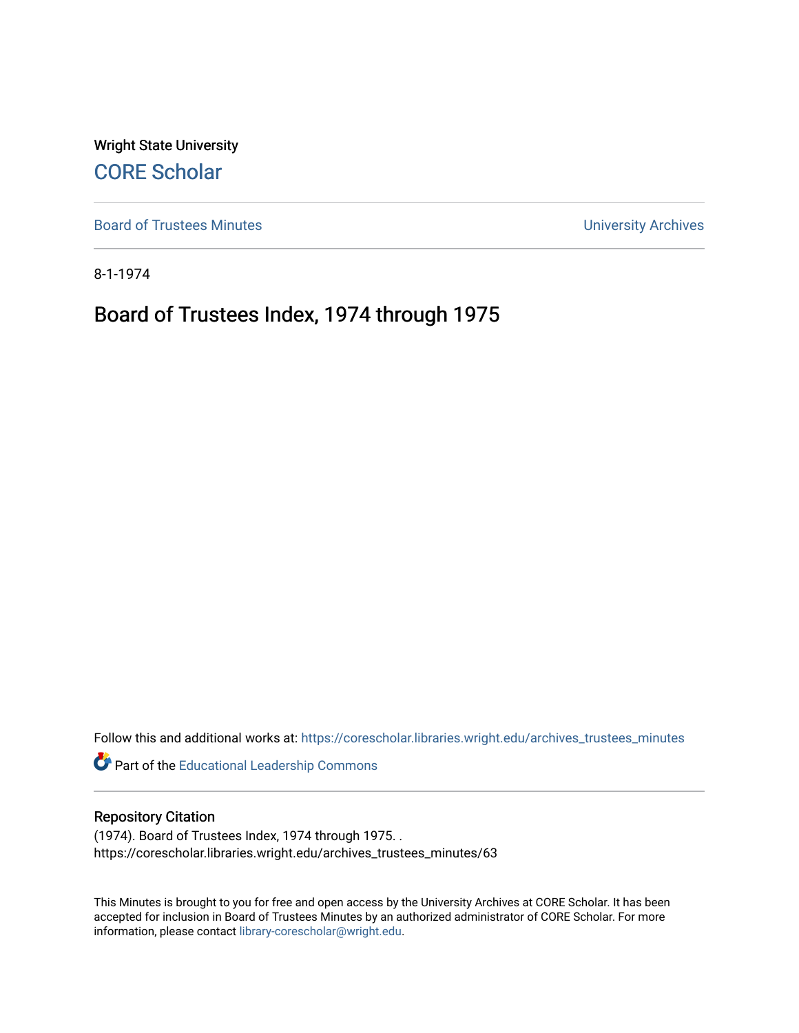Wright State University

CORE Scholar

Board of Trustees Minutes

University Archives

8-1-1974

# Board of Trustees Index, 1974 through 1975

Follow this and additional works at: https://corescholar.libraries.wright.edu/archives_trustees_minutes

Part of the Educational Leadership Commons

## Repository Citation

(1974). Board of Trustees Index, 1974 through 1975. .
https://corescholar.libraries.wright.edu/archives_trustees_minutes/63

This Minutes is brought to you for free and open access by the University Archives at CORE Scholar. It has been accepted for inclusion in Board of Trustees Minutes by an authorized administrator of CORE Scholar. For more information, please contact library-corescholar@wright.edu.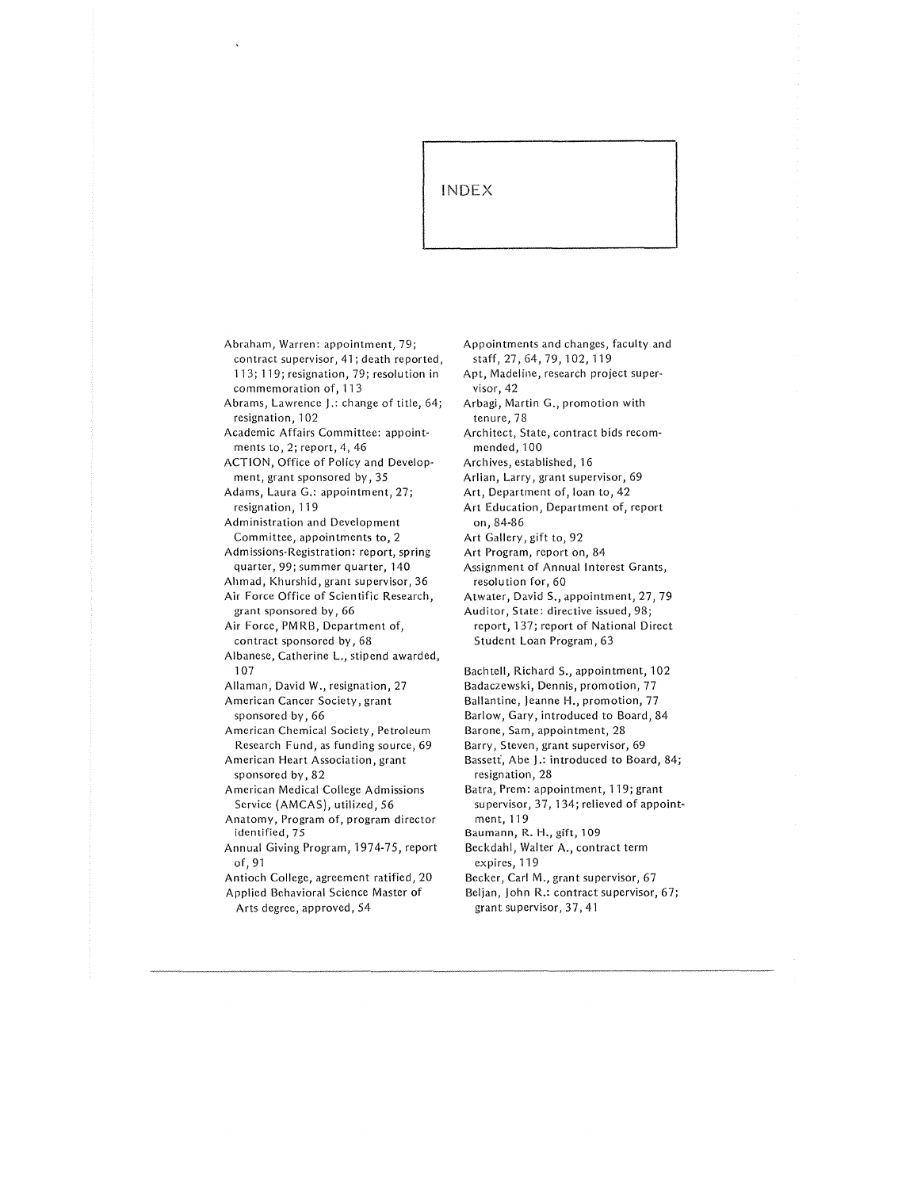# INDEX

Abraham, Warren: appointment, 79; contract supervisor, 41; death reported, 113; 119; resignation, 79; resolution in commemoration of, 113

Abrams, Lawrence J.: change of title, 64; resignation, 102

Academic Affairs Committee: appointments to, 2; report, 4, 46

ACTION, Office of Policy and Development, grant sponsored by, 35

Adams, Laura G.: appointment, 27; resignation, 119

Administration and Development Committee, appointments to, 2

Admissions-Registration: report, spring quarter, 99; summer quarter, 140

Ahmad, Khurshid, grant supervisor, 36

Air Force Office of Scientific Research, grant sponsored by, 66

Air Force, PMRB, Department of, contract sponsored by, 68

Albanese, Catherine L., stipend awarded, 107

Allaman, David W., resignation, 27

American Cancer Society, grant sponsored by, 66

American Chemical Society, Petroleum Research Fund, as funding source, 69

American Heart Association, grant sponsored by, 82

American Medical College Admissions Service (AMCAS), utilized, 56

Anatomy, Program of, program director identified, 75

Annual Giving Program, 1974-75, report of, 91

Antioch College, agreement ratified, 20

Applied Behavioral Science Master of Arts degree, approved, 54

Appointments and changes, faculty and staff, 27, 64, 79, 102, 119

Apt, Madeline, research project supervisor, 42

Arbagi, Martin G., promotion with tenure, 78

Architect, State, contract bids recommended, 100

Archives, established, 16

Arlian, Larry, grant supervisor, 69

Art, Department of, loan to, 42

Art Education, Department of, report on, 84-86

Art Gallery, gift to, 92

Art Program, report on, 84

Assignment of Annual Interest Grants, resolution for, 60

Atwater, David S., appointment, 27, 79

Auditor, State: directive issued, 98; report, 137; report of National Direct Student Loan Program, 63

Bachtell, Richard S., appointment, 102

Badaczewski, Dennis, promotion, 77

Ballantine, Jeanne H., promotion, 77

Barlow, Gary, introduced to Board, 84

Barone, Sam, appointment, 28

Barry, Steven, grant supervisor, 69

Bassett, Abe J.: introduced to Board, 84; resignation, 28

Batra, Prem: appointment, 119; grant supervisor, 37, 134; relieved of appointment, 119

Baumann, R. H., gift, 109

Beckdahl, Walter A., contract term expires, 119

Becker, Carl M., grant supervisor, 67

Beljan, John R.: contract supervisor, 67; grant supervisor, 37, 41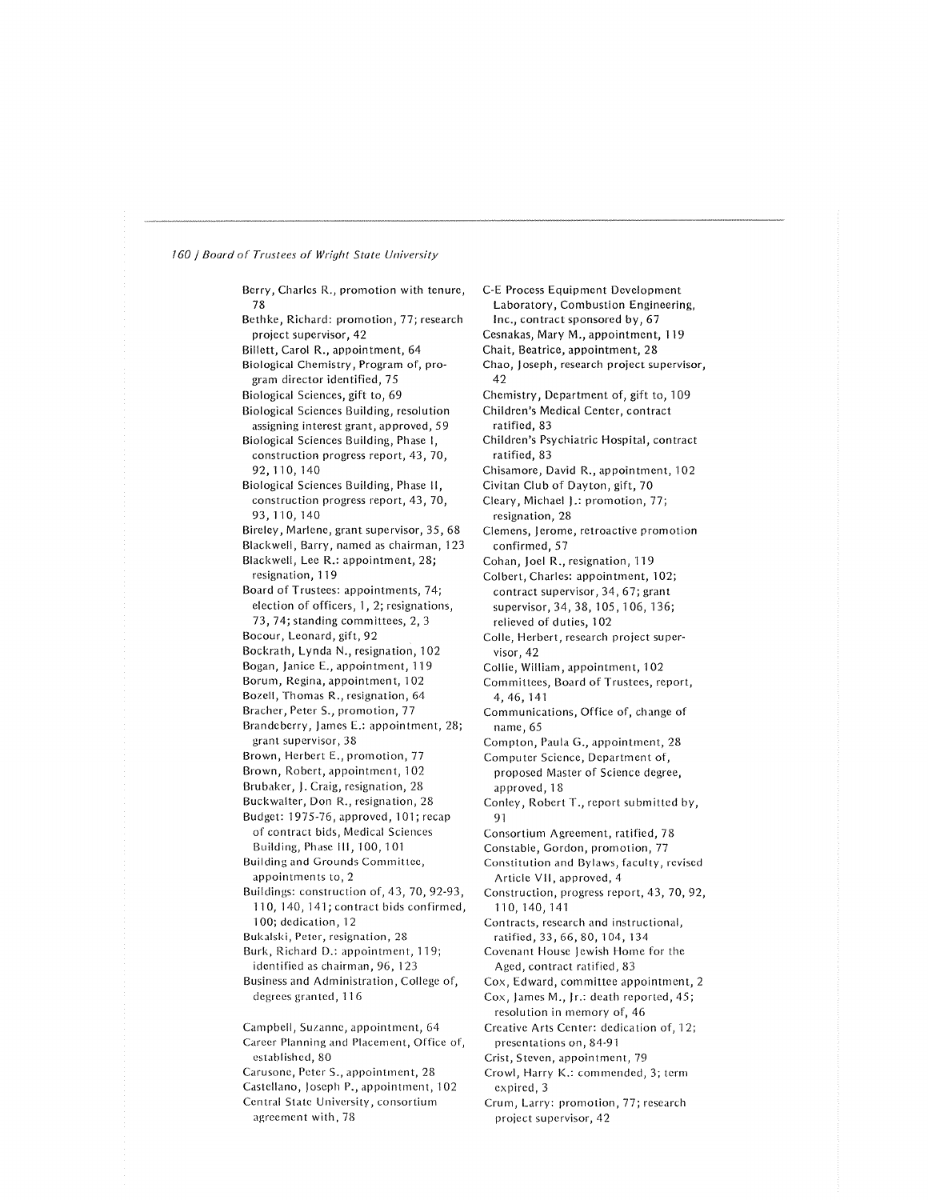Berry, Charles R., promotion with tenure, 78

Bethke, Richard: promotion, 77; research project supervisor, 42

Billett, Carol R., appointment, 64

Biological Chemistry, Program of, program director identified, 75

Biological Sciences, gift to, 69

Biological Sciences Building, resolution assigning interest grant, approved, 59

Biological Sciences Building, Phase I, construction progress report, 43, 70, 92, 110, 140

Biological Sciences Building, Phase II, construction progress report, 43, 70, 93, 110, 140

Bireley, Marlene, grant supervisor, 35, 68

Blackwell, Barry, named as chairman, 123

Blackwell, Lee R.: appointment, 28; resignation, 119

Board of Trustees: appointments, 74; election of officers, 1, 2; resignations, 73, 74; standing committees, 2, 3

Bocour, Leonard, gift, 92

Bockrath, Lynda N., resignation, 102

Bogan, Janice E., appointment, 119

Borum, Regina, appointment, 102

Bozell, Thomas R., resignation, 64

Bracher, Peter S., promotion, 77

Brandeberry, James E.: appointment, 28; grant supervisor, 38

Brown, Herbert E., promotion, 77

Brown, Robert, appointment, 102

Brubaker, J. Craig, resignation, 28

Buckwalter, Don R., resignation, 28

Budget: 1975-76, approved, 101; recap of contract bids, Medical Sciences Building, Phase III, 100, 101

Building and Grounds Committee, appointments to, 2

Buildings: construction of, 43, 70, 92-93, 110, 140, 141; contract bids confirmed, 100; dedication, 12

Bukalski, Peter, resignation, 28

Burk, Richard D.: appointment, 119; identified as chairman, 96, 123

Business and Administration, College of, degrees granted, 116

Campbell, Suzanne, appointment, 64

Career Planning and Placement, Office of, established, 80

Carusone, Peter S., appointment, 28

Castellano, Joseph P., appointment, 102

Central State University, consortium agreement with, 78

C-E Process Equipment Development Laboratory, Combustion Engineering, Inc., contract sponsored by, 67

Cesnakas, Mary M., appointment, 119

Chait, Beatrice, appointment, 28

Chao, Joseph, research project supervisor, 42

Chemistry, Department of, gift to, 109

Children's Medical Center, contract ratified, 83

Children's Psychiatric Hospital, contract ratified, 83

Chisamore, David R., appointment, 102

Civitan Club of Dayton, gift, 70

Cleary, Michael J.: promotion, 77; resignation, 28

Clemens, Jerome, retroactive promotion confirmed, 57

Cohan, Joel R., resignation, 119

Colbert, Charles: appointment, 102; contract supervisor, 34, 67; grant supervisor, 34, 38, 105, 106, 136; relieved of duties, 102

Colle, Herbert, research project supervisor, 42

Collie, William, appointment, 102

Committees, Board of Trustees, report, 4, 46, 141

Communications, Office of, change of name, 65

Compton, Paula G., appointment, 28

Computer Science, Department of, proposed Master of Science degree, approved, 18

Conley, Robert T., report submitted by, 91

Consortium Agreement, ratified, 78

Constable, Gordon, promotion, 77

Constitution and Bylaws, faculty, revised Article VII, approved, 4

Construction, progress report, 43, 70, 92, 110, 140, 141

Contracts, research and instructional, ratified, 33, 66, 80, 104, 134

Covenant House Jewish Home for the Aged, contract ratified, 83

Cox, Edward, committee appointment, 2

Cox, James M., Jr.: death reported, 45; resolution in memory of, 46

Creative Arts Center: dedication of, 12; presentations on, 84-91

Crist, Steven, appointment, 79

Crowl, Harry K.: commended, 3; term expired, 3

Crum, Larry: promotion, 77; research project supervisor, 42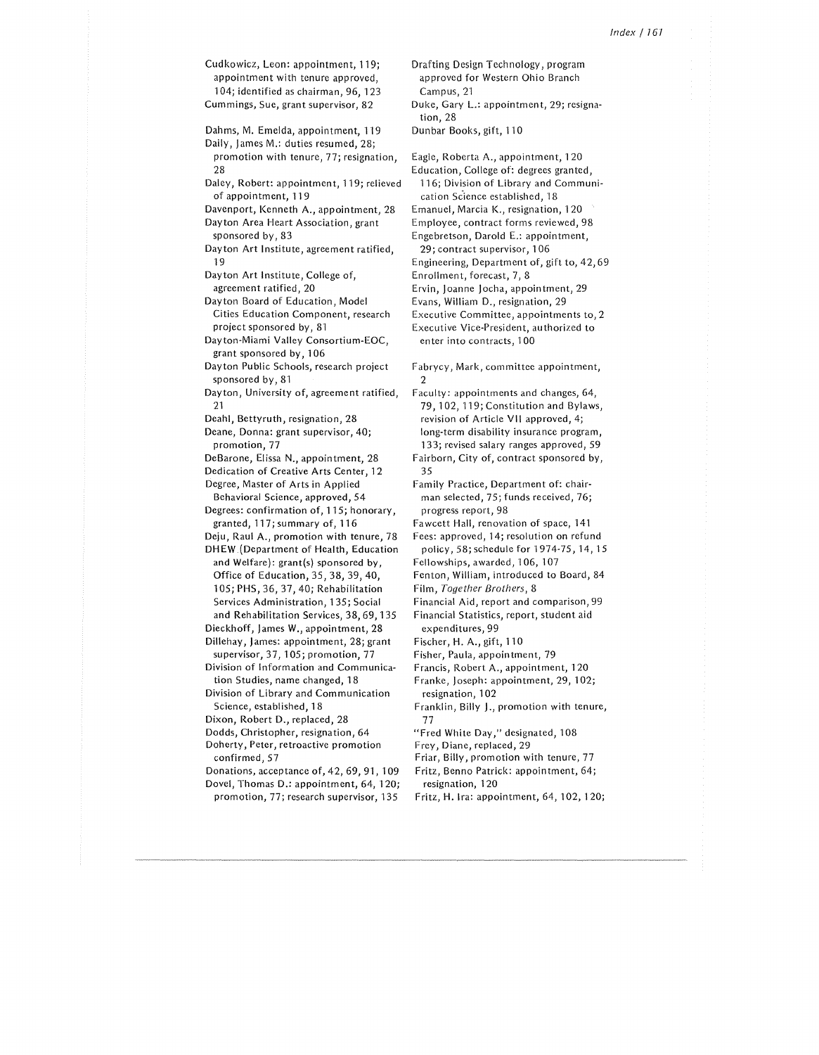Cudkowicz, Leon: appointment, 119; appointment with tenure approved, 104; identified as chairman, 96, 123
Cummings, Sue, grant supervisor, 82

Dahms, M. Emelda, appointment, 119
Daily, James M.: duties resumed, 28; promotion with tenure, 77; resignation, 28
Daley, Robert: appointment, 119; relieved of appointment, 119
Davenport, Kenneth A., appointment, 28
Dayton Area Heart Association, grant sponsored by, 83
Dayton Art Institute, agreement ratified, 19
Dayton Art Institute, College of, agreement ratified, 20
Dayton Board of Education, Model Cities Education Component, research project sponsored by, 81
Dayton-Miami Valley Consortium-EOC, grant sponsored by, 106
Dayton Public Schools, research project sponsored by, 81
Dayton, University of, agreement ratified, 21
Deahl, Bettyruth, resignation, 28
Deane, Donna: grant supervisor, 40; promotion, 77
DeBarone, Elissa N., appointment, 28
Dedication of Creative Arts Center, 12
Degree, Master of Arts in Applied Behavioral Science, approved, 54
Degrees: confirmation of, 115; honorary, granted, 117; summary of, 116
Deju, Raul A., promotion with tenure, 78
DHEW (Department of Health, Education and Welfare): grant(s) sponsored by, Office of Education, 35, 38, 39, 40, 105; PHS, 36, 37, 40; Rehabilitation Services Administration, 135; Social and Rehabilitation Services, 38, 69, 135
Dieckhoff, James W., appointment, 28
Dillehay, James: appointment, 28; grant supervisor, 37, 105; promotion, 77
Division of Information and Communication Studies, name changed, 18
Division of Library and Communication Science, established, 18
Dixon, Robert D., replaced, 28
Dodds, Christopher, resignation, 64
Doherty, Peter, retroactive promotion confirmed, 57
Donations, acceptance of, 42, 69, 91, 109
Dovel, Thomas D.: appointment, 64, 120; promotion, 77; research supervisor, 135
Drafting Design Technology, program approved for Western Ohio Branch Campus, 21
Duke, Gary L.: appointment, 29; resignation, 28
Dunbar Books, gift, 110

Eagle, Roberta A., appointment, 120
Education, College of: degrees granted, 116; Division of Library and Communication Science established, 18
Emanuel, Marcia K., resignation, 120
Employee, contract forms reviewed, 98
Engebretson, Darold E.: appointment, 29; contract supervisor, 106
Engineering, Department of, gift to, 42, 69
Enrollment, forecast, 7, 8
Ervin, Joanne Jocha, appointment, 29
Evans, William D., resignation, 29
Executive Committee, appointments to, 2
Executive Vice-President, authorized to enter into contracts, 100

Fabrycy, Mark, committee appointment, 2
Faculty: appointments and changes, 64, 79, 102, 119; Constitution and Bylaws, revision of Article VII approved, 4; long-term disability insurance program, 133; revised salary ranges approved, 59
Fairborn, City of, contract sponsored by, 35
Family Practice, Department of: chairman selected, 75; funds received, 76; progress report, 98
Fawcett Hall, renovation of space, 141
Fees: approved, 14; resolution on refund policy, 58; schedule for 1974-75, 14, 15
Fellowships, awarded, 106, 107
Fenton, William, introduced to Board, 84
Film, *Together Brothers*, 8
Financial Aid, report and comparison, 99
Financial Statistics, report, student aid expenditures, 99
Fischer, H. A., gift, 110
Fisher, Paula, appointment, 79
Francis, Robert A., appointment, 120
Franke, Joseph: appointment, 29, 102; resignation, 102
Franklin, Billy J., promotion with tenure, 77
"Fred White Day," designated, 108
Frey, Diane, replaced, 29
Friar, Billy, promotion with tenure, 77
Fritz, Benno Patrick: appointment, 64; resignation, 120
Fritz, H. Ira: appointment, 64, 102, 120;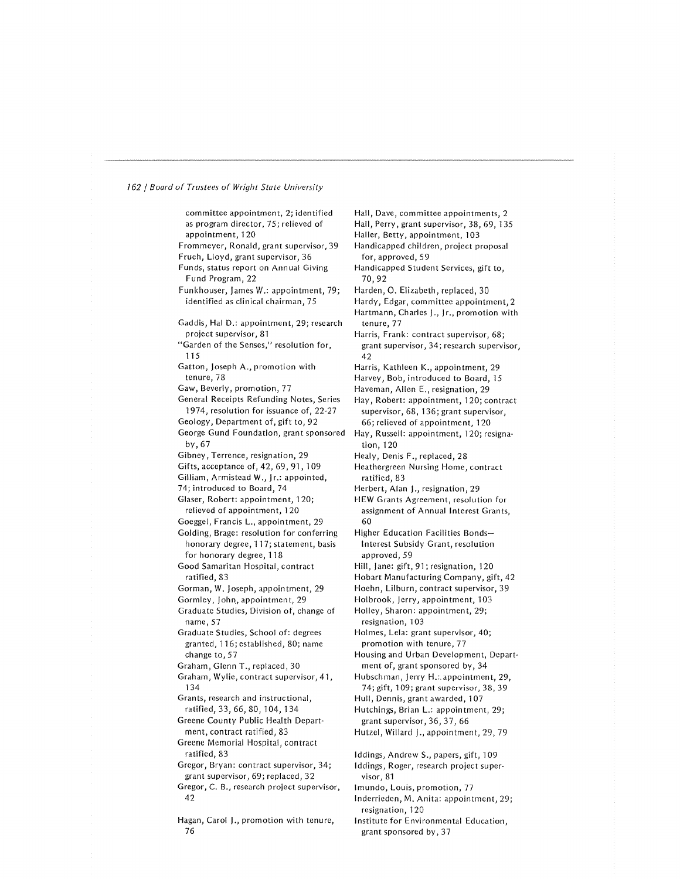committee appointment, 2; identified as program director, 75; relieved of appointment, 120

Frommeyer, Ronald, grant supervisor, 39

Frueh, Lloyd, grant supervisor, 36

Funds, status report on Annual Giving Fund Program, 22

Funkhouser, James W.: appointment, 79; identified as clinical chairman, 75

Gaddis, Hal D.: appointment, 29; research project supervisor, 81

"Garden of the Senses," resolution for, 115

Gatton, Joseph A., promotion with tenure, 78

Gaw, Beverly, promotion, 77

General Receipts Refunding Notes, Series 1974, resolution for issuance of, 22-27

Geology, Department of, gift to, 92

George Gund Foundation, grant sponsored by, 67

Gibney, Terrence, resignation, 29

Gifts, acceptance of, 42, 69, 91, 109

Gilliam, Armistead W., Jr.: appointed, 74; introduced to Board, 74

Glaser, Robert: appointment, 120; relieved of appointment, 120

Goeggel, Francis L., appointment, 29

Golding, Brage: resolution for conferring honorary degree, 117; statement, basis for honorary degree, 118

Good Samaritan Hospital, contract ratified, 83

Gorman, W. Joseph, appointment, 29

Gormley, John, appointment, 29

Graduate Studies, Division of, change of name, 57

Graduate Studies, School of: degrees granted, 116; established, 80; name change to, 57

Graham, Glenn T., replaced, 30

Graham, Wylie, contract supervisor, 41, 134

Grants, research and instructional, ratified, 33, 66, 80, 104, 134

Greene County Public Health Department, contract ratified, 83

Greene Memorial Hospital, contract ratified, 83

Gregor, Bryan: contract supervisor, 34; grant supervisor, 69; replaced, 32

Gregor, C. B., research project supervisor, 42

Hagan, Carol J., promotion with tenure, 76

Hall, Dave, committee appointments, 2

Hall, Perry, grant supervisor, 38, 69, 135

Haller, Betty, appointment, 103

Handicapped children, project proposal for, approved, 59

Handicapped Student Services, gift to, 70, 92

Harden, O. Elizabeth, replaced, 30

Hardy, Edgar, committee appointment, 2

Hartmann, Charles J., Jr., promotion with tenure, 77

Harris, Frank: contract supervisor, 68; grant supervisor, 34; research supervisor, 42

Harris, Kathleen K., appointment, 29

Harvey, Bob, introduced to Board, 15

Haveman, Allen E., resignation, 29

Hay, Robert: appointment, 120; contract supervisor, 68, 136; grant supervisor, 66; relieved of appointment, 120

Hay, Russell: appointment, 120; resignation, 120

Healy, Denis F., replaced, 28

Heathergreen Nursing Home, contract ratified, 83

Herbert, Alan J., resignation, 29

HEW Grants Agreement, resolution for assignment of Annual Interest Grants, 60

Higher Education Facilities Bonds—Interest Subsidy Grant, resolution approved, 59

Hill, Jane: gift, 91; resignation, 120

Hobart Manufacturing Company, gift, 42

Hoehn, Lilburn, contract supervisor, 39

Holbrook, Jerry, appointment, 103

Holley, Sharon: appointment, 29; resignation, 103

Holmes, Lela: grant supervisor, 40; promotion with tenure, 77

Housing and Urban Development, Department of, grant sponsored by, 34

Hubschman, Jerry H.: appointment, 29, 74; gift, 109; grant supervisor, 38, 39

Hull, Dennis, grant awarded, 107

Hutchings, Brian L.: appointment, 29; grant supervisor, 36, 37, 66

Hutzel, Willard J., appointment, 29, 79

Iddings, Andrew S., papers, gift, 109

Iddings, Roger, research project supervisor, 81

Imundo, Louis, promotion, 77

Inderrieden, M. Anita: appointment, 29; resignation, 120

Institute for Environmental Education, grant sponsored by, 37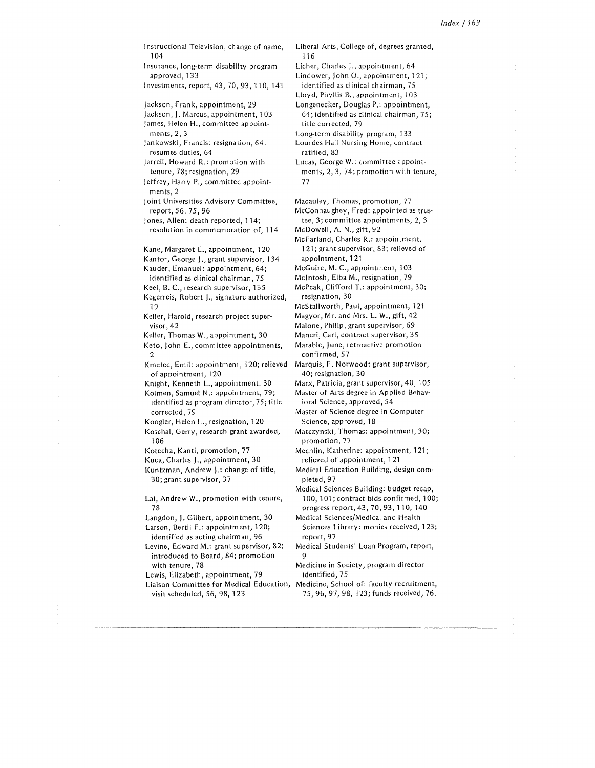Instructional Television, change of name, 104

Insurance, long-term disability program approved, 133

Investments, report, 43, 70, 93, 110, 141

Jackson, Frank, appointment, 29

Jackson, J. Marcus, appointment, 103

James, Helen H., committee appointments, 2, 3

Jankowski, Francis: resignation, 64; resumes duties, 64

Jarrell, Howard R.: promotion with tenure, 78; resignation, 29

Jeffrey, Harry P., committee appointments, 2

Joint Universities Advisory Committee, report, 56, 75, 96

Jones, Allen: death reported, 114; resolution in commemoration of, 114

Kane, Margaret E., appointment, 120

Kantor, George J., grant supervisor, 134

Kauder, Emanuel: appointment, 64; identified as clinical chairman, 75

Keel, B. C., research supervisor, 135

Kegerreis, Robert J., signature authorized, 19

Keller, Harold, research project supervisor, 42

Keller, Thomas W., appointment, 30

Keto, John E., committee appointments, 2

Kmetec, Emil: appointment, 120; relieved of appointment, 120

Knight, Kenneth L., appointment, 30

Kolmen, Samuel N.: appointment, 79; identified as program director, 75; title corrected, 79

Koogler, Helen L., resignation, 120

Koschal, Gerry, research grant awarded, 106

Kotecha, Kanti, promotion, 77

Kuca, Charles J., appointment, 30

Kuntzman, Andrew J.: change of title, 30; grant supervisor, 37

Lai, Andrew W., promotion with tenure, 78

Langdon, J. Gilbert, appointment, 30

Larson, Bertil F.: appointment, 120; identified as acting chairman, 96

Levine, Edward M.: grant supervisor, 82; introduced to Board, 84; promotion with tenure, 78

Lewis, Elizabeth, appointment, 79

Liaison Committee for Medical Education, visit scheduled, 56, 98, 123

Liberal Arts, College of, degrees granted, 116

Licher, Charles J., appointment, 64

Lindower, John O., appointment, 121; identified as clinical chairman, 75

Lloyd, Phyllis B., appointment, 103

Longenecker, Douglas P.: appointment, 64; identified as clinical chairman, 75; title corrected, 79

Long-term disability program, 133

Lourdes Hall Nursing Home, contract ratified, 83

Lucas, George W.: committee appointments, 2, 3, 74; promotion with tenure, 77

Macauley, Thomas, promotion, 77

McConnaughey, Fred: appointed as trustee, 3; committee appointments, 2, 3

McDowell, A. N., gift, 92

McFarland, Charles R.: appointment, 121; grant supervisor, 83; relieved of appointment, 121

McGuire, M. C., appointment, 103

McIntosh, Elba M., resignation, 79

McPeak, Clifford T.: appointment, 30; resignation, 30

McStallworth, Paul, appointment, 121

Magyor, Mr. and Mrs. L. W., gift, 42

Malone, Philip, grant supervisor, 69

Maneri, Carl, contract supervisor, 35

Marable, June, retroactive promotion confirmed, 57

Marquis, F. Norwood: grant supervisor, 40; resignation, 30

Marx, Patricia, grant supervisor, 40, 105

Master of Arts degree in Applied Behavioral Science, approved, 54

Master of Science degree in Computer Science, approved, 18

Matczynski, Thomas: appointment, 30; promotion, 77

Mechlin, Katherine: appointment, 121; relieved of appointment, 121

Medical Education Building, design completed, 97

Medical Sciences Building: budget recap, 100, 101; contract bids confirmed, 100; progress report, 43, 70, 93, 110, 140

Medical Sciences/Medical and Health Sciences Library: monies received, 123; report, 97

Medical Students' Loan Program, report, 9

Medicine in Society, program director identified, 75

Medicine, School of: faculty recruitment, 75, 96, 97, 98, 123; funds received, 76,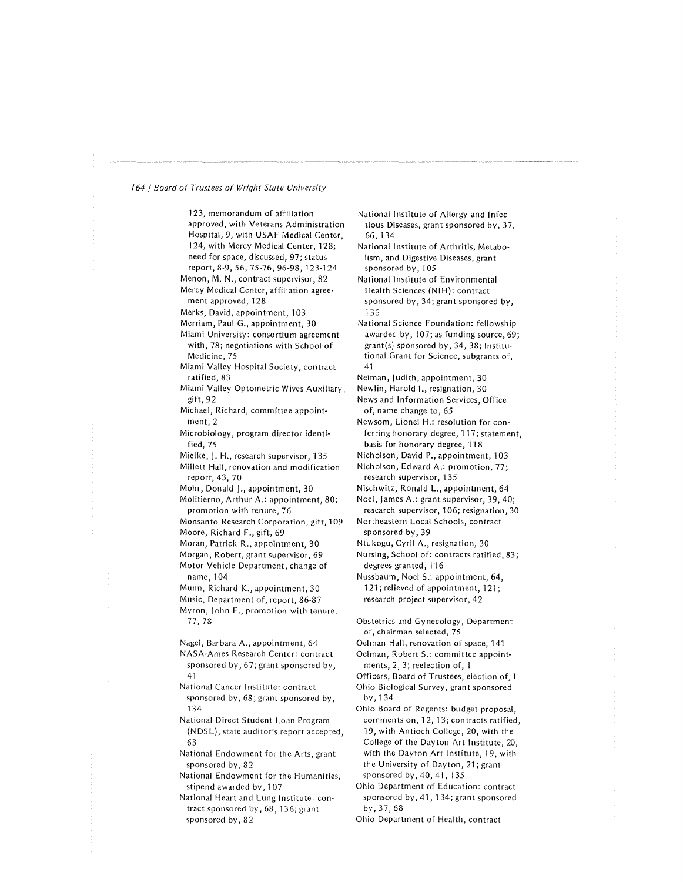123; memorandum of affiliation approved, with Veterans Administration Hospital, 9, with USAF Medical Center, 124, with Mercy Medical Center, 128; need for space, discussed, 97; status report, 8-9, 56, 75-76, 96-98, 123-124

Menon, M. N., contract supervisor, 82

Mercy Medical Center, affiliation agreement approved, 128

Merks, David, appointment, 103

Merriam, Paul G., appointment, 30

Miami University: consortium agreement with, 78; negotiations with School of Medicine, 75

Miami Valley Hospital Society, contract ratified, 83

Miami Valley Optometric Wives Auxiliary, gift, 92

Michael, Richard, committee appointment, 2

Microbiology, program director identified, 75

Mielke, J. H., research supervisor, 135

Millett Hall, renovation and modification report, 43, 70

Mohr, Donald J., appointment, 30

Molitierno, Arthur A.: appointment, 80; promotion with tenure, 76

Monsanto Research Corporation, gift, 109

Moore, Richard F., gift, 69

Moran, Patrick R., appointment, 30

Morgan, Robert, grant supervisor, 69

Motor Vehicle Department, change of name, 104

Munn, Richard K., appointment, 30

Music, Department of, report, 86-87

Myron, John F., promotion with tenure, 77, 78

Nagel, Barbara A., appointment, 64

NASA-Ames Research Center: contract sponsored by, 67; grant sponsored by, 41

National Cancer Institute: contract sponsored by, 68; grant sponsored by, 134

National Direct Student Loan Program (NDSL), state auditor's report accepted, 63

National Endowment for the Arts, grant sponsored by, 82

National Endowment for the Humanities, stipend awarded by, 107

National Heart and Lung Institute: contract sponsored by, 68, 136; grant sponsored by, 82

National Institute of Allergy and Infectious Diseases, grant sponsored by, 37, 66, 134

National Institute of Arthritis, Metabolism, and Digestive Diseases, grant sponsored by, 105

National Institute of Environmental Health Sciences (NIH): contract sponsored by, 34; grant sponsored by, 136

National Science Foundation: fellowship awarded by, 107; as funding source, 69; grant(s) sponsored by, 34, 38; Institutional Grant for Science, subgrants of, 41

Neiman, Judith, appointment, 30

Newlin, Harold I., resignation, 30

News and Information Services, Office of, name change to, 65

Newsom, Lionel H.: resolution for conferring honorary degree, 117; statement, basis for honorary degree, 118

Nicholson, David P., appointment, 103

Nicholson, Edward A.: promotion, 77; research supervisor, 135

Nischwitz, Ronald L., appointment, 64

Noel, James A.: grant supervisor, 39, 40; research supervisor, 106; resignation, 30

Northeastern Local Schools, contract sponsored by, 39

Ntukogu, Cyril A., resignation, 30

Nursing, School of: contracts ratified, 83; degrees granted, 116

Nussbaum, Noel S.: appointment, 64, 121; relieved of appointment, 121; research project supervisor, 42

Obstetrics and Gynecology, Department of, chairman selected, 75

Oelman Hall, renovation of space, 141

Oelman, Robert S.: committee appointments, 2, 3; reelection of, 1

Officers, Board of Trustees, election of, 1

Ohio Biological Survey, grant sponsored by, 134

Ohio Board of Regents: budget proposal, comments on, 12, 13; contracts ratified, 19, with Antioch College, 20, with the College of the Dayton Art Institute, 20, with the Dayton Art Institute, 19, with the University of Dayton, 21; grant sponsored by, 40, 41, 135

Ohio Department of Education: contract sponsored by, 41, 134; grant sponsored by, 37, 68

Ohio Department of Health, contract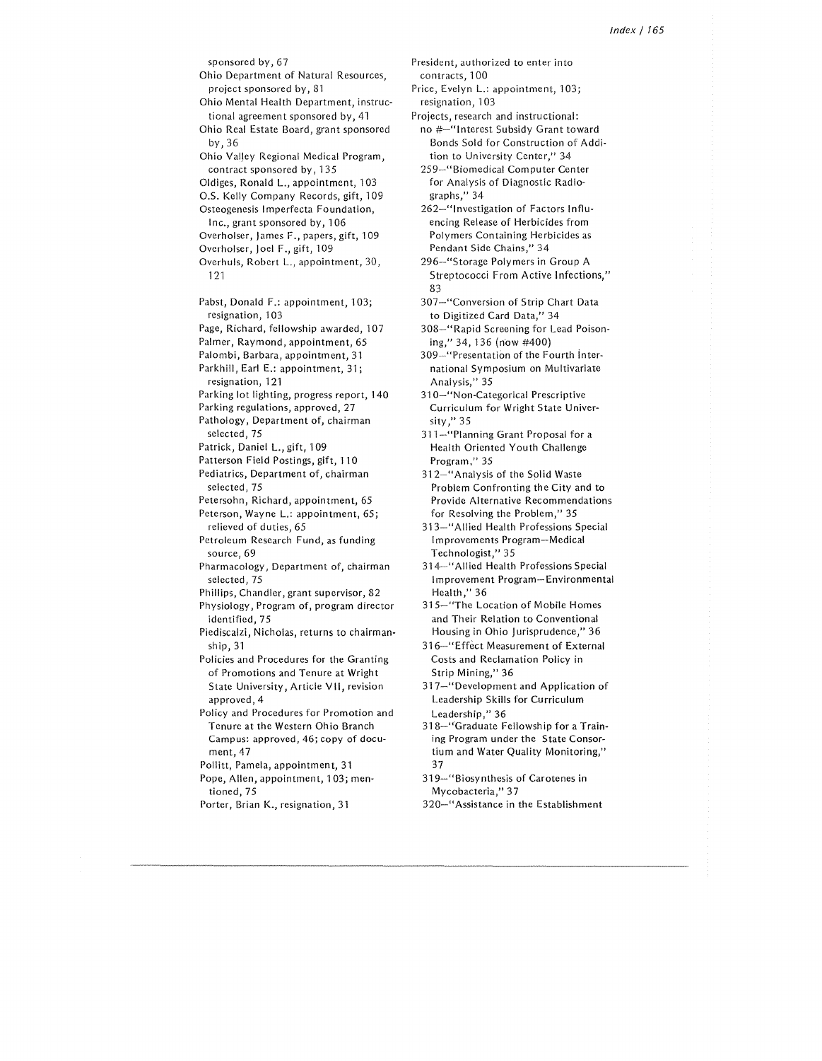sponsored by, 67

Ohio Department of Natural Resources, project sponsored by, 81

Ohio Mental Health Department, instructional agreement sponsored by, 41

Ohio Real Estate Board, grant sponsored by, 36

Ohio Valley Regional Medical Program, contract sponsored by, 135

Oldiges, Ronald L., appointment, 103

O.S. Kelly Company Records, gift, 109

Osteogenesis Imperfecta Foundation, Inc., grant sponsored by, 106

Overholser, James F., papers, gift, 109

Overholser, Joel F., gift, 109

Overhuls, Robert L., appointment, 30, 121

Pabst, Donald F.: appointment, 103; resignation, 103

Page, Richard, fellowship awarded, 107

Palmer, Raymond, appointment, 65

Palombi, Barbara, appointment, 31

Parkhill, Earl E.: appointment, 31; resignation, 121

Parking lot lighting, progress report, 140

Parking regulations, approved, 27

Pathology, Department of, chairman selected, 75

Patrick, Daniel L., gift, 109

Patterson Field Postings, gift, 110

Pediatrics, Department of, chairman selected, 75

Petersohn, Richard, appointment, 65

Peterson, Wayne L.: appointment, 65; relieved of duties, 65

Petroleum Research Fund, as funding source, 69

Pharmacology, Department of, chairman selected, 75

Phillips, Chandler, grant supervisor, 82

Physiology, Program of, program director identified, 75

Piediscalzi, Nicholas, returns to chairmanship, 31

Policies and Procedures for the Granting of Promotions and Tenure at Wright State University, Article VII, revision approved, 4

Policy and Procedures for Promotion and Tenure at the Western Ohio Branch Campus: approved, 46; copy of document, 47

Pollitt, Pamela, appointment, 31

Pope, Allen, appointment, 103; mentioned, 75

Porter, Brian K., resignation, 31

President, authorized to enter into contracts, 100

Price, Evelyn L.: appointment, 103; resignation, 103

Projects, research and instructional:
- no #—"Interest Subsidy Grant toward Bonds Sold for Construction of Addition to University Center," 34
- 259—"Biomedical Computer Center for Analysis of Diagnostic Radiographs," 34
- 262—"Investigation of Factors Influencing Release of Herbicides from Polymers Containing Herbicides as Pendant Side Chains," 34
- 296—"Storage Polymers in Group A Streptococci From Active Infections," 83
- 307—"Conversion of Strip Chart Data to Digitized Card Data," 34
- 308—"Rapid Screening for Lead Poisoning," 34, 136 (now #400)
- 309—"Presentation of the Fourth International Symposium on Multivariate Analysis," 35
- 310—"Non-Categorical Prescriptive Curriculum for Wright State University," 35
- 311—"Planning Grant Proposal for a Health Oriented Youth Challenge Program," 35
- 312—"Analysis of the Solid Waste Problem Confronting the City and to Provide Alternative Recommendations for Resolving the Problem," 35
- 313—"Allied Health Professions Special Improvements Program—Medical Technologist," 35
- 314—"Allied Health Professions Special Improvement Program—Environmental Health," 36
- 315—"The Location of Mobile Homes and Their Relation to Conventional Housing in Ohio Jurisprudence," 36
- 316—"Effect Measurement of External Costs and Reclamation Policy in Strip Mining," 36
- 317—"Development and Application of Leadership Skills for Curriculum Leadership," 36
- 318—"Graduate Fellowship for a Training Program under the State Consortium and Water Quality Monitoring," 37
- 319—"Biosynthesis of Carotenes in Mycobacteria," 37
- 320—"Assistance in the Establishment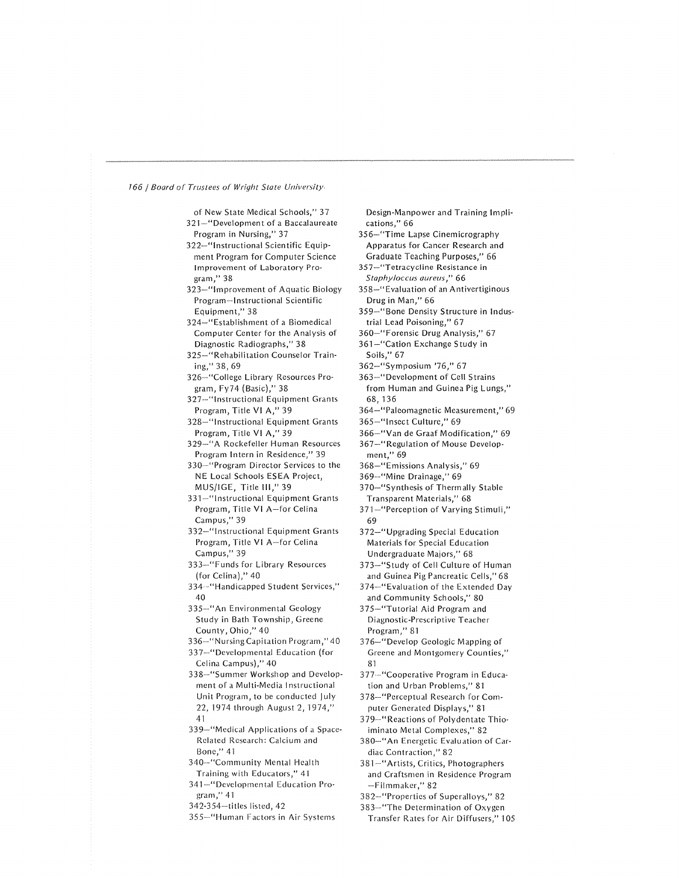of New State Medical Schools," 37
321—"Development of a Baccalaureate Program in Nursing," 37
322—"Instructional Scientific Equipment Program for Computer Science Improvement of Laboratory Program," 38
323—"Improvement of Aquatic Biology Program—Instructional Scientific Equipment," 38
324—"Establishment of a Biomedical Computer Center for the Analysis of Diagnostic Radiographs," 38
325—"Rehabilitation Counselor Training," 38, 69
326—"College Library Resources Program, Fy74 (Basic)," 38
327—"Instructional Equipment Grants Program, Title VI A," 39
328—"Instructional Equipment Grants Program, Title VI A," 39
329—"A Rockefeller Human Resources Program Intern in Residence," 39
330—"Program Director Services to the NE Local Schools ESEA Project, MUS/IGE, Title III," 39
331—"Instructional Equipment Grants Program, Title VI A—for Celina Campus," 39
332—"Instructional Equipment Grants Program, Title VI A—for Celina Campus," 39
333—"Funds for Library Resources (for Celina)," 40
334—"Handicapped Student Services," 40
335—"An Environmental Geology Study in Bath Township, Greene County, Ohio," 40
336—"Nursing Capitation Program," 40
337—"Developmental Education (for Celina Campus)," 40
338—"Summer Workshop and Development of a Multi-Media Instructional Unit Program, to be conducted July 22, 1974 through August 2, 1974," 41
339—"Medical Applications of a Space-Related Research: Calcium and Bone," 41
340—"Community Mental Health Training with Educators," 41
341—"Developmental Education Program," 41
342-354—titles listed, 42
355—"Human Factors in Air Systems Design-Manpower and Training Implications," 66
356—"Time Lapse Cinemicrography Apparatus for Cancer Research and Graduate Teaching Purposes," 66
357—"Tetracycline Resistance in *Staphyloccus aureus*," 66
358—"Evaluation of an Antivertiginous Drug in Man," 66
359—"Bone Density Structure in Industrial Lead Poisoning," 67
360—"Forensic Drug Analysis," 67
361—"Cation Exchange Study in Soils," 67
362—"Symposium '76," 67
363—"Development of Cell Strains from Human and Guinea Pig Lungs," 68, 136
364—"Paleomagnetic Measurement," 69
365—"Insect Culture," 69
366—"Van de Graaf Modification," 69
367—"Regulation of Mouse Development," 69
368—"Emissions Analysis," 69
369—"Mine Drainage," 69
370—"Synthesis of Thermally Stable Transparent Materials," 68
371—"Perception of Varying Stimuli," 69
372—"Upgrading Special Education Materials for Special Education Undergraduate Majors," 68
373—"Study of Cell Culture of Human and Guinea Pig Pancreatic Cells," 68
374—"Evaluation of the Extended Day and Community Schools," 80
375—"Tutorial Aid Program and Diagnostic-Prescriptive Teacher Program," 81
376—"Develop Geologic Mapping of Greene and Montgomery Counties," 81
377—"Cooperative Program in Education and Urban Problems," 81
378—"Perceptual Research for Computer Generated Displays," 81
379—"Reactions of Polydentate Thioiminato Metal Complexes," 82
380—"An Energetic Evaluation of Cardiac Contraction," 82
381—"Artists, Critics, Photographers and Craftsmen in Residence Program—Filmmaker," 82
382—"Properties of Superalloys," 82
383—"The Determination of Oxygen Transfer Rates for Air Diffusers," 105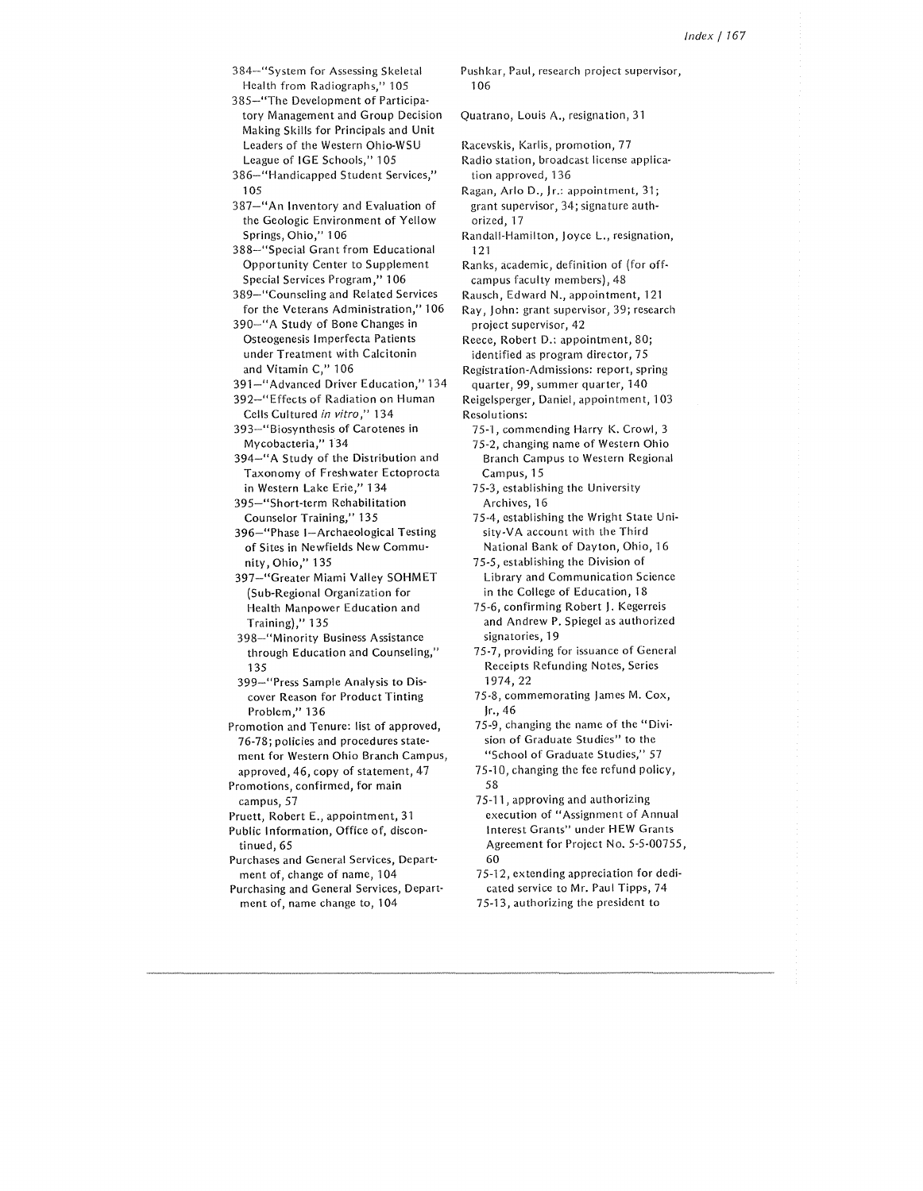384—"System for Assessing Skeletal Health from Radiographs," 105

385—"The Development of Participatory Management and Group Decision Making Skills for Principals and Unit Leaders of the Western Ohio-WSU League of IGE Schools," 105

386—"Handicapped Student Services," 105

387—"An Inventory and Evaluation of the Geologic Environment of Yellow Springs, Ohio," 106

388—"Special Grant from Educational Opportunity Center to Supplement Special Services Program," 106

389—"Counseling and Related Services for the Veterans Administration," 106

390—"A Study of Bone Changes in Osteogenesis Imperfecta Patients under Treatment with Calcitonin and Vitamin C," 106

391—"Advanced Driver Education," 134

392—"Effects of Radiation on Human Cells Cultured *in vitro*," 134

393—"Biosynthesis of Carotenes in Mycobacteria," 134

394—"A Study of the Distribution and Taxonomy of Freshwater Ectoprocta in Western Lake Erie," 134

395—"Short-term Rehabilitation Counselor Training," 135

396—"Phase I—Archaeological Testing of Sites in Newfields New Community, Ohio," 135

397—"Greater Miami Valley SOHMET (Sub-Regional Organization for Health Manpower Education and Training)," 135

398—"Minority Business Assistance through Education and Counseling," 135

399—"Press Sample Analysis to Discover Reason for Product Tinting Problem," 136

Promotion and Tenure: list of approved, 76-78; policies and procedures statement for Western Ohio Branch Campus, approved, 46, copy of statement, 47

Promotions, confirmed, for main campus, 57

Pruett, Robert E., appointment, 31

Public Information, Office of, discontinued, 65

Purchases and General Services, Department of, change of name, 104

Purchasing and General Services, Department of, name change to, 104

Pushkar, Paul, research project supervisor, 106

Quatrano, Louis A., resignation, 31

Racevskis, Karlis, promotion, 77

Radio station, broadcast license application approved, 136

Ragan, Arlo D., Jr.: appointment, 31; grant supervisor, 34; signature authorized, 17

Randall-Hamilton, Joyce L., resignation, 121

Ranks, academic, definition of (for off-campus faculty members), 48

Rausch, Edward N., appointment, 121

Ray, John: grant supervisor, 39; research project supervisor, 42

Reece, Robert D.: appointment, 80; identified as program director, 75

Registration-Admissions: report, spring quarter, 99, summer quarter, 140

Reigelsperger, Daniel, appointment, 103

Resolutions:

75-1, commending Harry K. Crowl, 3

75-2, changing name of Western Ohio Branch Campus to Western Regional Campus, 15

75-3, establishing the University Archives, 16

75-4, establishing the Wright State University-VA account with the Third National Bank of Dayton, Ohio, 16

75-5, establishing the Division of Library and Communication Science in the College of Education, 18

75-6, confirming Robert J. Kegerreis and Andrew P. Spiegel as authorized signatories, 19

75-7, providing for issuance of General Receipts Refunding Notes, Series 1974, 22

75-8, commemorating James M. Cox, Jr., 46

75-9, changing the name of the "Division of Graduate Studies" to the "School of Graduate Studies," 57

75-10, changing the fee refund policy, 58

75-11, approving and authorizing execution of "Assignment of Annual Interest Grants" under HEW Grants Agreement for Project No. 5-5-00755, 60

75-12, extending appreciation for dedicated service to Mr. Paul Tipps, 74

75-13, authorizing the president to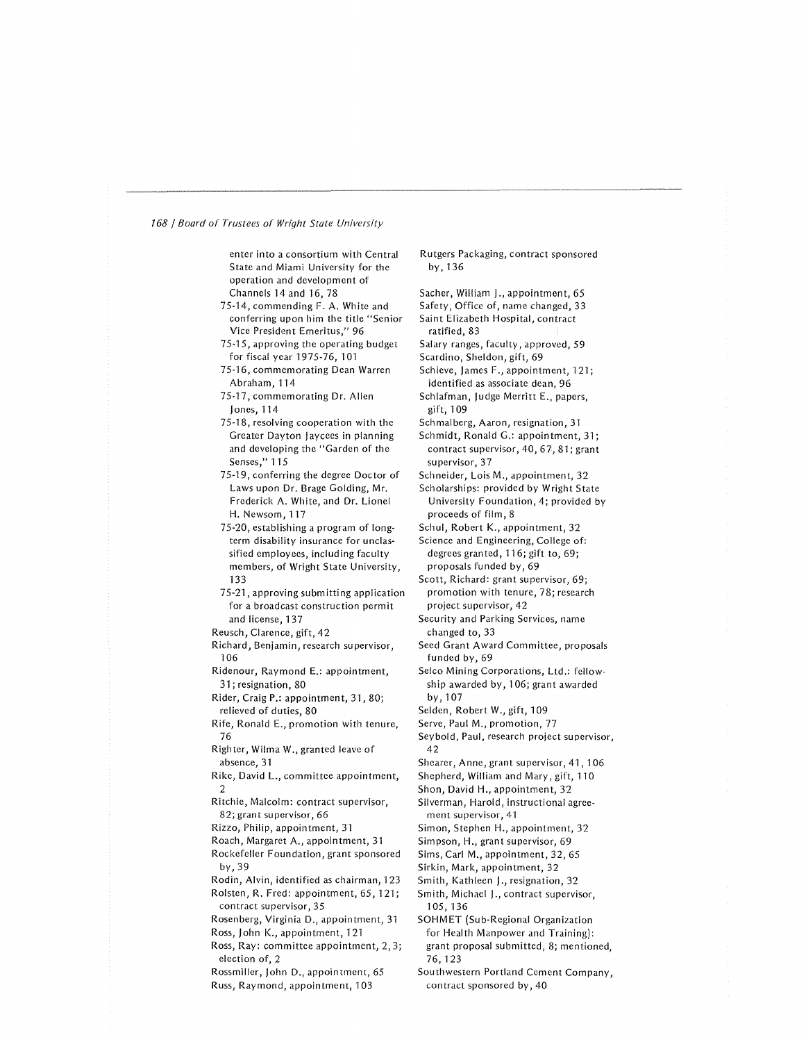enter into a consortium with Central State and Miami University for the operation and development of Channels 14 and 16, 78

75-14, commending F. A. White and conferring upon him the title "Senior Vice President Emeritus," 96

75-15, approving the operating budget for fiscal year 1975-76, 101

75-16, commemorating Dean Warren Abraham, 114

75-17, commemorating Dr. Allen Jones, 114

75-18, resolving cooperation with the Greater Dayton Jaycees in planning and developing the "Garden of the Senses," 115

75-19, conferring the degree Doctor of Laws upon Dr. Brage Golding, Mr. Frederick A. White, and Dr. Lionel H. Newsom, 117

75-20, establishing a program of long-term disability insurance for unclassified employees, including faculty members, of Wright State University, 133

75-21, approving submitting application for a broadcast construction permit and license, 137

Reusch, Clarence, gift, 42

Richard, Benjamin, research supervisor, 106

Ridenour, Raymond E.: appointment, 31; resignation, 80

Rider, Craig P.: appointment, 31, 80; relieved of duties, 80

Rife, Ronald E., promotion with tenure, 76

Righter, Wilma W., granted leave of absence, 31

Rike, David L., committee appointment, 2

Ritchie, Malcolm: contract supervisor, 82; grant supervisor, 66

Rizzo, Philip, appointment, 31

Roach, Margaret A., appointment, 31

Rockefeller Foundation, grant sponsored by, 39

Rodin, Alvin, identified as chairman, 123

Rolsten, R. Fred: appointment, 65, 121; contract supervisor, 35

Rosenberg, Virginia D., appointment, 31

Ross, John K., appointment, 121

Ross, Ray: committee appointment, 2, 3; election of, 2

Rossmiller, John D., appointment, 65

Russ, Raymond, appointment, 103

Rutgers Packaging, contract sponsored by, 136

Sacher, William J., appointment, 65

Safety, Office of, name changed, 33

Saint Elizabeth Hospital, contract ratified, 83

Salary ranges, faculty, approved, 59

Scardino, Sheldon, gift, 69

Schieve, James F., appointment, 121; identified as associate dean, 96

Schlafman, Judge Merritt E., papers, gift, 109

Schmalberg, Aaron, resignation, 31

Schmidt, Ronald G.: appointment, 31; contract supervisor, 40, 67, 81; grant supervisor, 37

Schneider, Lois M., appointment, 32

Scholarships: provided by Wright State University Foundation, 4; provided by proceeds of film, 8

Schul, Robert K., appointment, 32

Science and Engineering, College of: degrees granted, 116; gift to, 69; proposals funded by, 69

Scott, Richard: grant supervisor, 69; promotion with tenure, 78; research project supervisor, 42

Security and Parking Services, name changed to, 33

Seed Grant Award Committee, proposals funded by, 69

Selco Mining Corporations, Ltd.: fellowship awarded by, 106; grant awarded by, 107

Selden, Robert W., gift, 109

Serve, Paul M., promotion, 77

Seybold, Paul, research project supervisor, 42

Shearer, Anne, grant supervisor, 41, 106

Shepherd, William and Mary, gift, 110

Shon, David H., appointment, 32

Silverman, Harold, instructional agreement supervisor, 41

Simon, Stephen H., appointment, 32

Simpson, H., grant supervisor, 69

Sims, Carl M., appointment, 32, 65

Sirkin, Mark, appointment, 32

Smith, Kathleen J., resignation, 32

Smith, Michael J., contract supervisor, 105, 136

SOHMET (Sub-Regional Organization for Health Manpower and Training): grant proposal submitted, 8; mentioned, 76, 123

Southwestern Portland Cement Company, contract sponsored by, 40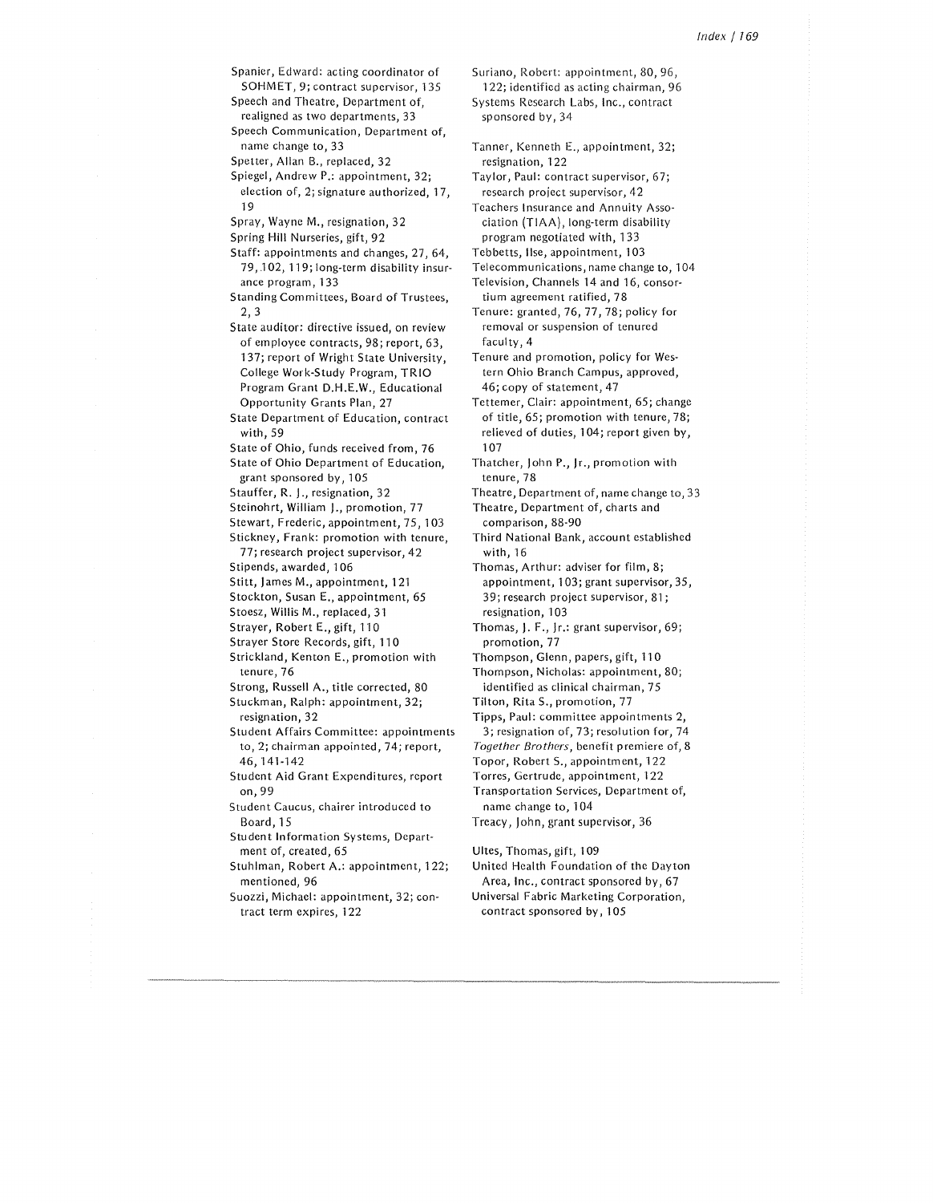Spanier, Edward: acting coordinator of SOHMET, 9; contract supervisor, 135
Speech and Theatre, Department of, realigned as two departments, 33
Speech Communication, Department of, name change to, 33
Spetter, Allan B., replaced, 32
Spiegel, Andrew P.: appointment, 32; election of, 2; signature authorized, 17, 19
Spray, Wayne M., resignation, 32
Spring Hill Nurseries, gift, 92
Staff: appointments and changes, 27, 64, 79, 102, 119; long-term disability insurance program, 133
Standing Committees, Board of Trustees, 2, 3
State auditor: directive issued, on review of employee contracts, 98; report, 63, 137; report of Wright State University, College Work-Study Program, TRIO Program Grant D.H.E.W., Educational Opportunity Grants Plan, 27
State Department of Education, contract with, 59
State of Ohio, funds received from, 76
State of Ohio Department of Education, grant sponsored by, 105
Stauffer, R. J., resignation, 32
Steinohrt, William J., promotion, 77
Stewart, Frederic, appointment, 75, 103
Stickney, Frank: promotion with tenure, 77; research project supervisor, 42
Stipends, awarded, 106
Stitt, James M., appointment, 121
Stockton, Susan E., appointment, 65
Stoesz, Willis M., replaced, 31
Strayer, Robert E., gift, 110
Strayer Store Records, gift, 110
Strickland, Kenton E., promotion with tenure, 76
Strong, Russell A., title corrected, 80
Stuckman, Ralph: appointment, 32; resignation, 32
Student Affairs Committee: appointments to, 2; chairman appointed, 74; report, 46, 141-142
Student Aid Grant Expenditures, report on, 99
Student Caucus, chairer introduced to Board, 15
Student Information Systems, Department of, created, 65
Stuhlman, Robert A.: appointment, 122; mentioned, 96
Suozzi, Michael: appointment, 32; contract term expires, 122
Suriano, Robert: appointment, 80, 96, 122; identified as acting chairman, 96
Systems Research Labs, Inc., contract sponsored by, 34

Tanner, Kenneth E., appointment, 32; resignation, 122
Taylor, Paul: contract supervisor, 67; research project supervisor, 42
Teachers Insurance and Annuity Association (TIAA), long-term disability program negotiated with, 133
Tebbetts, Ilse, appointment, 103
Telecommunications, name change to, 104
Television, Channels 14 and 16, consortium agreement ratified, 78
Tenure: granted, 76, 77, 78; policy for removal or suspension of tenured faculty, 4
Tenure and promotion, policy for Western Ohio Branch Campus, approved, 46; copy of statement, 47
Tettemer, Clair: appointment, 65; change of title, 65; promotion with tenure, 78; relieved of duties, 104; report given by, 107
Thatcher, John P., Jr., promotion with tenure, 78
Theatre, Department of, name change to, 33
Theatre, Department of, charts and comparison, 88-90
Third National Bank, account established with, 16
Thomas, Arthur: adviser for film, 8; appointment, 103; grant supervisor, 35, 39; research project supervisor, 81; resignation, 103
Thomas, J. F., Jr.: grant supervisor, 69; promotion, 77
Thompson, Glenn, papers, gift, 110
Thompson, Nicholas: appointment, 80; identified as clinical chairman, 75
Tilton, Rita S., promotion, 77
Tipps, Paul: committee appointments 2, 3; resignation of, 73; resolution for, 74
*Together Brothers*, benefit premiere of, 8
Topor, Robert S., appointment, 122
Torres, Gertrude, appointment, 122
Transportation Services, Department of, name change to, 104
Treacy, John, grant supervisor, 36

Ultes, Thomas, gift, 109
United Health Foundation of the Dayton Area, Inc., contract sponsored by, 67
Universal Fabric Marketing Corporation, contract sponsored by, 105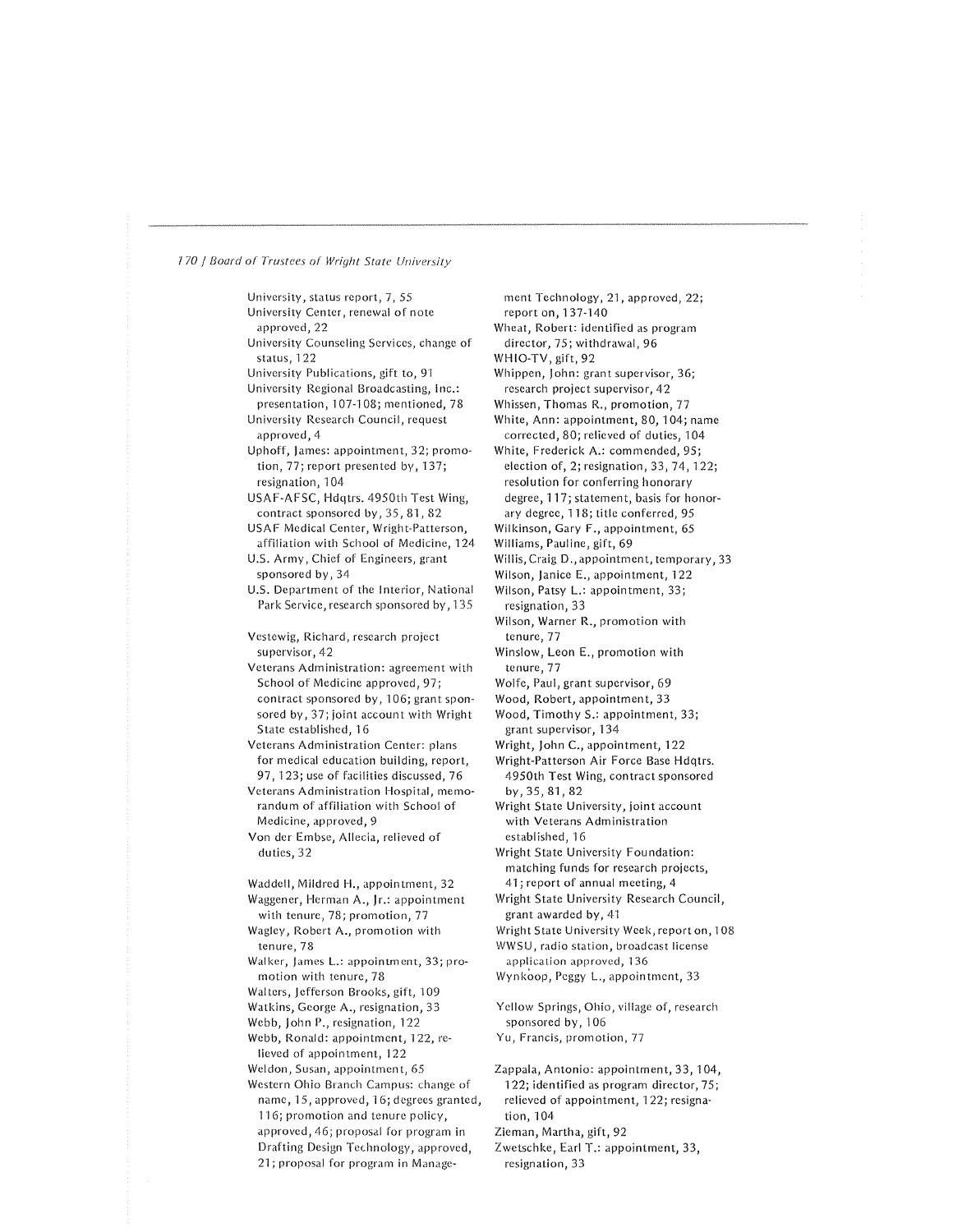University, status report, 7, 55
University Center, renewal of note approved, 22
University Counseling Services, change of status, 122
University Publications, gift to, 91
University Regional Broadcasting, Inc.: presentation, 107-108; mentioned, 78
University Research Council, request approved, 4
Uphoff, James: appointment, 32; promotion, 77; report presented by, 137; resignation, 104
USAF-AFSC, Hdqtrs. 4950th Test Wing, contract sponsored by, 35, 81, 82
USAF Medical Center, Wright-Patterson, affiliation with School of Medicine, 124
U.S. Army, Chief of Engineers, grant sponsored by, 34
U.S. Department of the Interior, National Park Service, research sponsored by, 135

Vestewig, Richard, research project supervisor, 42
Veterans Administration: agreement with School of Medicine approved, 97; contract sponsored by, 106; grant sponsored by, 37; joint account with Wright State established, 16
Veterans Administration Center: plans for medical education building, report, 97, 123; use of facilities discussed, 76
Veterans Administration Hospital, memorandum of affiliation with School of Medicine, approved, 9
Von der Embse, Allecia, relieved of duties, 32

Waddell, Mildred H., appointment, 32
Waggener, Herman A., Jr.: appointment with tenure, 78; promotion, 77
Wagley, Robert A., promotion with tenure, 78
Walker, James L.: appointment, 33; promotion with tenure, 78
Walters, Jefferson Brooks, gift, 109
Watkins, George A., resignation, 33
Webb, John P., resignation, 122
Webb, Ronald: appointment, 122, relieved of appointment, 122
Weldon, Susan, appointment, 65
Western Ohio Branch Campus: change of name, 15, approved, 16; degrees granted, 116; promotion and tenure policy, approved, 46; proposal for program in Drafting Design Technology, approved, 21; proposal for program in Management Technology, 21, approved, 22; report on, 137-140
Wheat, Robert: identified as program director, 75; withdrawal, 96
WHIO-TV, gift, 92
Whippen, John: grant supervisor, 36; research project supervisor, 42
Whissen, Thomas R., promotion, 77
White, Ann: appointment, 80, 104; name corrected, 80; relieved of duties, 104
White, Frederick A.: commended, 95; election of, 2; resignation, 33, 74, 122; resolution for conferring honorary degree, 117; statement, basis for honorary degree, 118; title conferred, 95
Wilkinson, Gary F., appointment, 65
Williams, Pauline, gift, 69
Willis, Craig D., appointment, temporary, 33
Wilson, Janice E., appointment, 122
Wilson, Patsy L.: appointment, 33; resignation, 33
Wilson, Warner R., promotion with tenure, 77
Winslow, Leon E., promotion with tenure, 77
Wolfe, Paul, grant supervisor, 69
Wood, Robert, appointment, 33
Wood, Timothy S.: appointment, 33; grant supervisor, 134
Wright, John C., appointment, 122
Wright-Patterson Air Force Base Hdqtrs. 4950th Test Wing, contract sponsored by, 35, 81, 82
Wright State University, joint account with Veterans Administration established, 16
Wright State University Foundation: matching funds for research projects, 41; report of annual meeting, 4
Wright State University Research Council, grant awarded by, 41
Wright State University Week, report on, 108
WWSU, radio station, broadcast license application approved, 136
Wynkoop, Peggy L., appointment, 33

Yellow Springs, Ohio, village of, research sponsored by, 106
Yu, Francis, promotion, 77

Zappala, Antonio: appointment, 33, 104, 122; identified as program director, 75; relieved of appointment, 122; resignation, 104
Zieman, Martha, gift, 92
Zwetschke, Earl T.: appointment, 33, resignation, 33